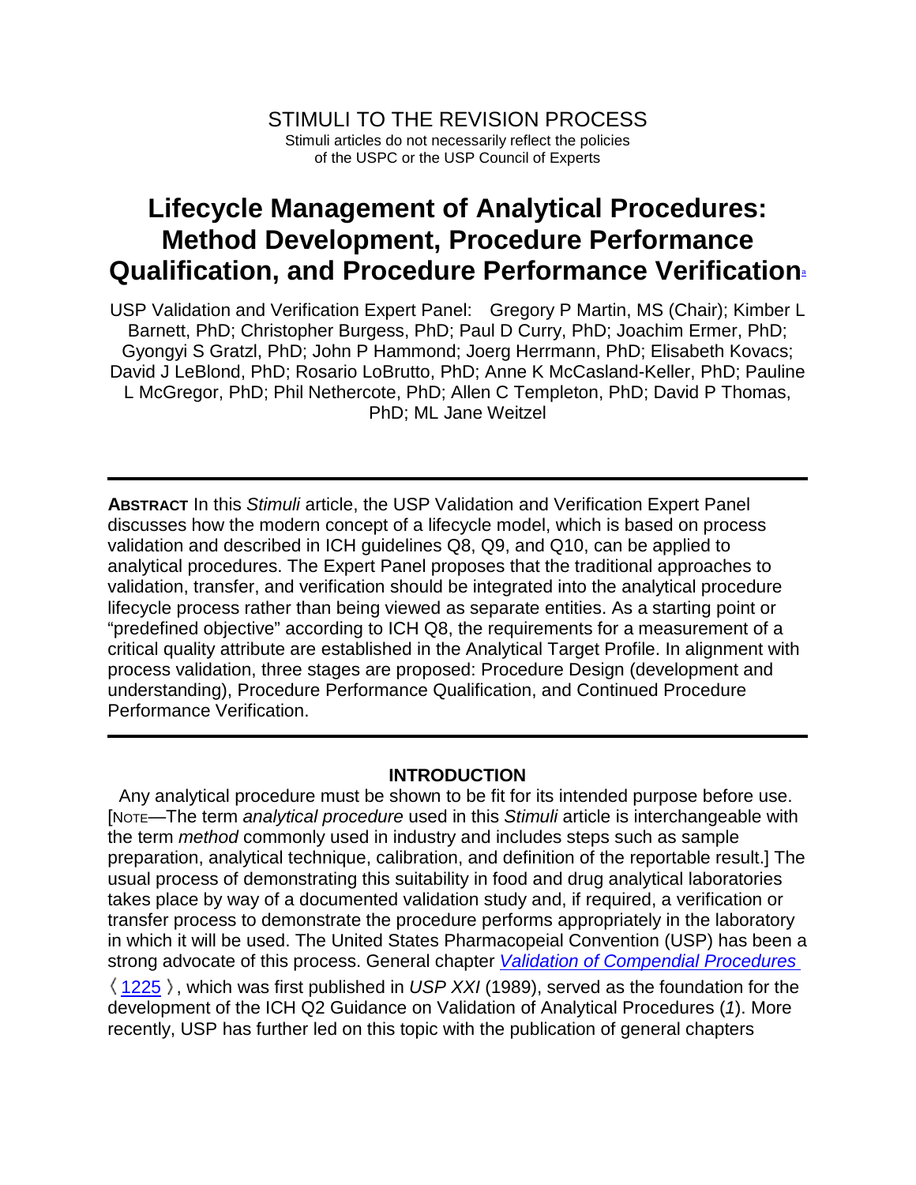STIMULI TO THE REVISION PROCESS

Stimuli articles do not necessarily reflect the policies of the USPC or the USP Council of Experts

# Lifecycle Management of Analytical Procedures: Method Development, Procedure Performance Qualification, and Procedure Performance Verification[a]

USP Validation and Verification Expert Panel: Gregory P Martin, MS (Chair); Kimber L Barnett, PhD; Christopher Burgess, PhD; Paul D Curry, PhD; Joachim Ermer, PhD; Gyongyi S Gratzl, PhD; John P Hammond; Joerg Herrmann, PhD; Elisabeth Kovacs; David J LeBlond, PhD; Rosario LoBrutto, PhD; Anne K McCasland-Keller, PhD; Pauline L McGregor, PhD; Phil Nethercote, PhD; Allen C Templeton, PhD; David P Thomas, PhD; ML Jane Weitzel

---

**Abstract** In this *Stimuli* article, the USP Validation and Verification Expert Panel discusses how the modern concept of a lifecycle model, which is based on process validation and described in ICH guidelines Q8, Q9, and Q10, can be applied to analytical procedures. The Expert Panel proposes that the traditional approaches to validation, transfer, and verification should be integrated into the analytical procedure lifecycle process rather than being viewed as separate entities. As a starting point or "predefined objective" according to ICH Q8, the requirements for a measurement of a critical quality attribute are established in the Analytical Target Profile. In alignment with process validation, three stages are proposed: Procedure Design (development and understanding), Procedure Performance Qualification, and Continued Procedure Performance Verification.

---

## INTRODUCTION

Any analytical procedure must be shown to be fit for its intended purpose before use. [Note—The term *analytical procedure* used in this *Stimuli* article is interchangeable with the term *method* commonly used in industry and includes steps such as sample preparation, analytical technique, calibration, and definition of the reportable result.] The usual process of demonstrating this suitability in food and drug analytical laboratories takes place by way of a documented validation study and, if required, a verification or transfer process to demonstrate the procedure performs appropriately in the laboratory in which it will be used. The United States Pharmacopeial Convention (USP) has been a strong advocate of this process. General chapter *Validation of Compendial Procedures* 〈1225〉, which was first published in *USP XXI* (1989), served as the foundation for the development of the ICH Q2 Guidance on Validation of Analytical Procedures (*1*). More recently, USP has further led on this topic with the publication of general chapters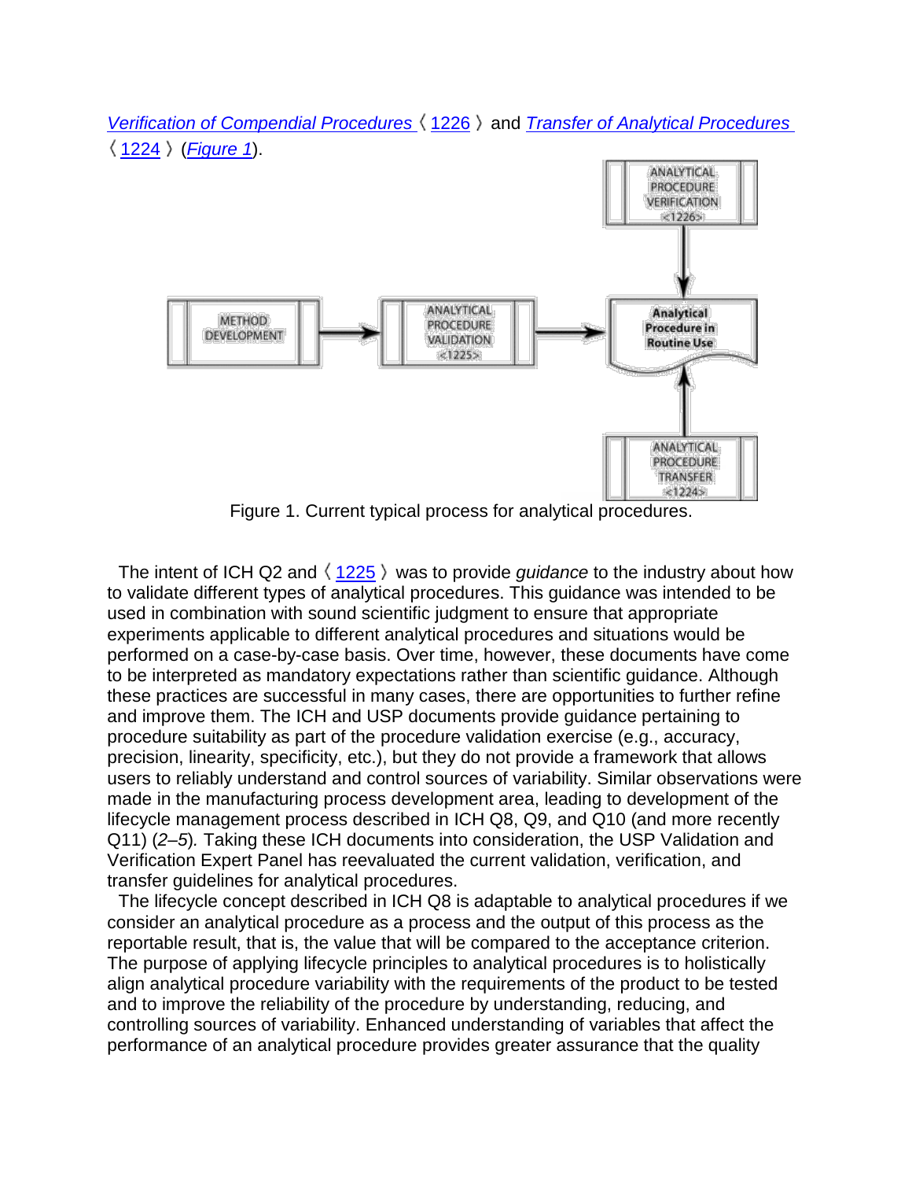*Verification of Compendial Procedures* 〈1226〉 and *Transfer of Analytical Procedures* 〈1224〉 (*Figure 1*).

Figure 1. Current typical process for analytical procedures.

The intent of ICH Q2 and 〈1225〉 was to provide *guidance* to the industry about how to validate different types of analytical procedures. This guidance was intended to be used in combination with sound scientific judgment to ensure that appropriate experiments applicable to different analytical procedures and situations would be performed on a case-by-case basis. Over time, however, these documents have come to be interpreted as mandatory expectations rather than scientific guidance. Although these practices are successful in many cases, there are opportunities to further refine and improve them. The ICH and USP documents provide guidance pertaining to procedure suitability as part of the procedure validation exercise (e.g., accuracy, precision, linearity, specificity, etc.), but they do not provide a framework that allows users to reliably understand and control sources of variability. Similar observations were made in the manufacturing process development area, leading to development of the lifecycle management process described in ICH Q8, Q9, and Q10 (and more recently Q11) (*2–5*). Taking these ICH documents into consideration, the USP Validation and Verification Expert Panel has reevaluated the current validation, verification, and transfer guidelines for analytical procedures.

The lifecycle concept described in ICH Q8 is adaptable to analytical procedures if we consider an analytical procedure as a process and the output of this process as the reportable result, that is, the value that will be compared to the acceptance criterion. The purpose of applying lifecycle principles to analytical procedures is to holistically align analytical procedure variability with the requirements of the product to be tested and to improve the reliability of the procedure by understanding, reducing, and controlling sources of variability. Enhanced understanding of variables that affect the performance of an analytical procedure provides greater assurance that the quality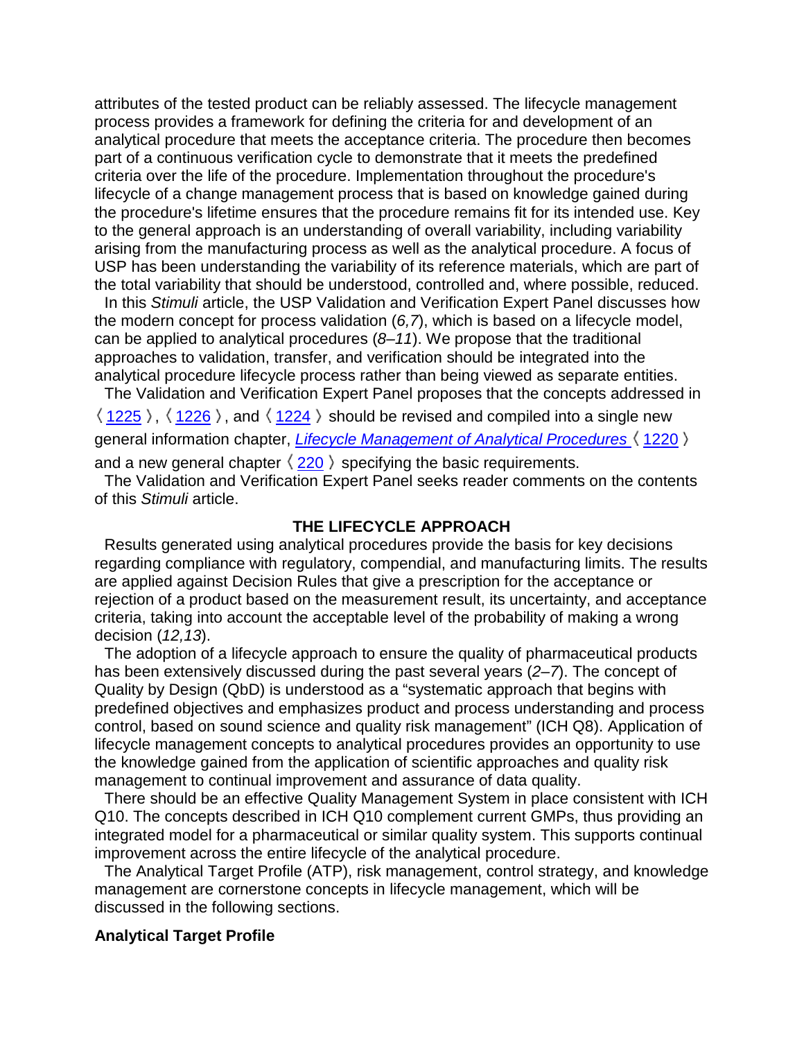attributes of the tested product can be reliably assessed. The lifecycle management process provides a framework for defining the criteria for and development of an analytical procedure that meets the acceptance criteria. The procedure then becomes part of a continuous verification cycle to demonstrate that it meets the predefined criteria over the life of the procedure. Implementation throughout the procedure's lifecycle of a change management process that is based on knowledge gained during the procedure's lifetime ensures that the procedure remains fit for its intended use. Key to the general approach is an understanding of overall variability, including variability arising from the manufacturing process as well as the analytical procedure. A focus of USP has been understanding the variability of its reference materials, which are part of the total variability that should be understood, controlled and, where possible, reduced.

In this *Stimuli* article, the USP Validation and Verification Expert Panel discusses how the modern concept for process validation (*6,7*), which is based on a lifecycle model, can be applied to analytical procedures (*8–11*). We propose that the traditional approaches to validation, transfer, and verification should be integrated into the analytical procedure lifecycle process rather than being viewed as separate entities.

The Validation and Verification Expert Panel proposes that the concepts addressed in 〈1225〉, 〈1226〉, and 〈1224〉 should be revised and compiled into a single new general information chapter, *Lifecycle Management of Analytical Procedures* 〈1220〉 and a new general chapter 〈220〉 specifying the basic requirements.

The Validation and Verification Expert Panel seeks reader comments on the contents of this *Stimuli* article.

## THE LIFECYCLE APPROACH

Results generated using analytical procedures provide the basis for key decisions regarding compliance with regulatory, compendial, and manufacturing limits. The results are applied against Decision Rules that give a prescription for the acceptance or rejection of a product based on the measurement result, its uncertainty, and acceptance criteria, taking into account the acceptable level of the probability of making a wrong decision (*12,13*).

The adoption of a lifecycle approach to ensure the quality of pharmaceutical products has been extensively discussed during the past several years (*2–7*). The concept of Quality by Design (QbD) is understood as a "systematic approach that begins with predefined objectives and emphasizes product and process understanding and process control, based on sound science and quality risk management" (ICH Q8). Application of lifecycle management concepts to analytical procedures provides an opportunity to use the knowledge gained from the application of scientific approaches and quality risk management to continual improvement and assurance of data quality.

There should be an effective Quality Management System in place consistent with ICH Q10. The concepts described in ICH Q10 complement current GMPs, thus providing an integrated model for a pharmaceutical or similar quality system. This supports continual improvement across the entire lifecycle of the analytical procedure.

The Analytical Target Profile (ATP), risk management, control strategy, and knowledge management are cornerstone concepts in lifecycle management, which will be discussed in the following sections.

### Analytical Target Profile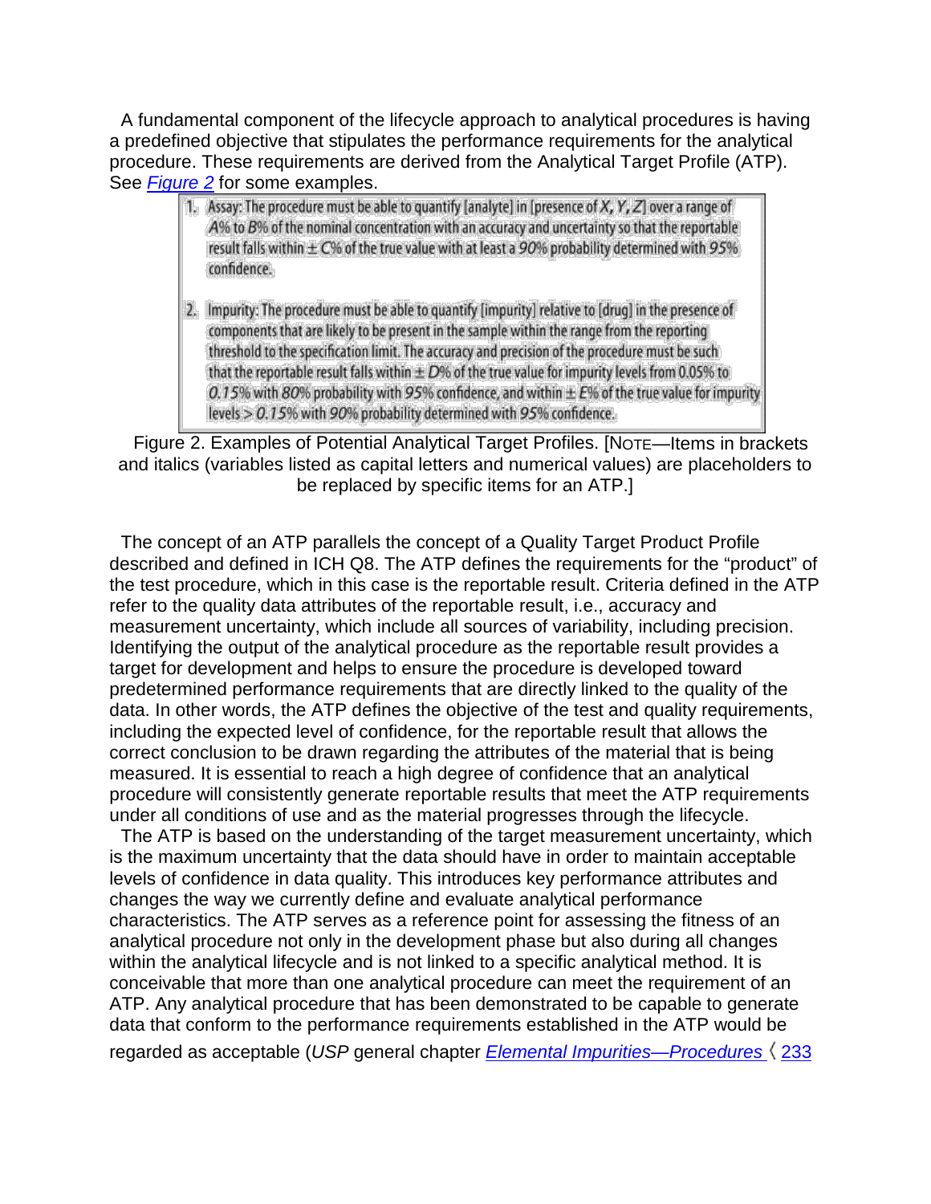A fundamental component of the lifecycle approach to analytical procedures is having a predefined objective that stipulates the performance requirements for the analytical procedure. These requirements are derived from the Analytical Target Profile (ATP). See *Figure 2* for some examples.

1. Assay: The procedure must be able to quantify [analyte] in [presence of *X*, *Y*, *Z*] over a range of *A*% to *B*% of the nominal concentration with an accuracy and uncertainty so that the reportable result falls within ± *C*% of the true value with at least a *90%* probability determined with *95%* confidence.

2. Impurity: The procedure must be able to quantify [impurity] relative to [drug] in the presence of components that are likely to be present in the sample within the range from the reporting threshold to the specification limit. The accuracy and precision of the procedure must be such that the reportable result falls within ± *D*% of the true value for impurity levels from 0.05% to *0.15%* with *80%* probability with *95%* confidence, and within ± *E*% of the true value for impurity levels > *0.15%* with *90%* probability determined with *95%* confidence.

Figure 2. Examples of Potential Analytical Target Profiles. [NOTE—Items in brackets and italics (variables listed as capital letters and numerical values) are placeholders to be replaced by specific items for an ATP.]

The concept of an ATP parallels the concept of a Quality Target Product Profile described and defined in ICH Q8. The ATP defines the requirements for the "product" of the test procedure, which in this case is the reportable result. Criteria defined in the ATP refer to the quality data attributes of the reportable result, i.e., accuracy and measurement uncertainty, which include all sources of variability, including precision. Identifying the output of the analytical procedure as the reportable result provides a target for development and helps to ensure the procedure is developed toward predetermined performance requirements that are directly linked to the quality of the data. In other words, the ATP defines the objective of the test and quality requirements, including the expected level of confidence, for the reportable result that allows the correct conclusion to be drawn regarding the attributes of the material that is being measured. It is essential to reach a high degree of confidence that an analytical procedure will consistently generate reportable results that meet the ATP requirements under all conditions of use and as the material progresses through the lifecycle.

The ATP is based on the understanding of the target measurement uncertainty, which is the maximum uncertainty that the data should have in order to maintain acceptable levels of confidence in data quality. This introduces key performance attributes and changes the way we currently define and evaluate analytical performance characteristics. The ATP serves as a reference point for assessing the fitness of an analytical procedure not only in the development phase but also during all changes within the analytical lifecycle and is not linked to a specific analytical method. It is conceivable that more than one analytical procedure can meet the requirement of an ATP. Any analytical procedure that has been demonstrated to be capable to generate data that conform to the performance requirements established in the ATP would be regarded as acceptable (*USP* general chapter *Elemental Impurities—Procedures* 〈233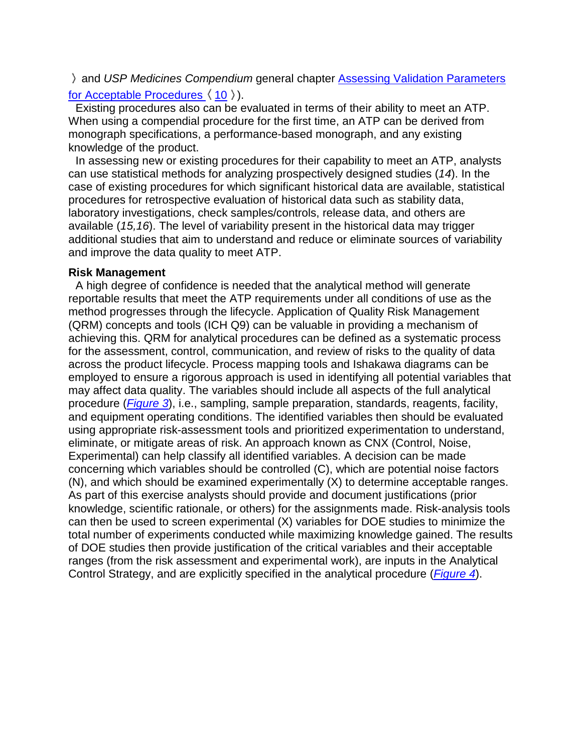〉 and *USP Medicines Compendium* general chapter Assessing Validation Parameters for Acceptable Procedures 〈10〉).

Existing procedures also can be evaluated in terms of their ability to meet an ATP. When using a compendial procedure for the first time, an ATP can be derived from monograph specifications, a performance-based monograph, and any existing knowledge of the product.

In assessing new or existing procedures for their capability to meet an ATP, analysts can use statistical methods for analyzing prospectively designed studies (*14*). In the case of existing procedures for which significant historical data are available, statistical procedures for retrospective evaluation of historical data such as stability data, laboratory investigations, check samples/controls, release data, and others are available (*15,16*). The level of variability present in the historical data may trigger additional studies that aim to understand and reduce or eliminate sources of variability and improve the data quality to meet ATP.

**Risk Management**

A high degree of confidence is needed that the analytical method will generate reportable results that meet the ATP requirements under all conditions of use as the method progresses through the lifecycle. Application of Quality Risk Management (QRM) concepts and tools (ICH Q9) can be valuable in providing a mechanism of achieving this. QRM for analytical procedures can be defined as a systematic process for the assessment, control, communication, and review of risks to the quality of data across the product lifecycle. Process mapping tools and Ishakawa diagrams can be employed to ensure a rigorous approach is used in identifying all potential variables that may affect data quality. The variables should include all aspects of the full analytical procedure (*Figure 3*), i.e., sampling, sample preparation, standards, reagents, facility, and equipment operating conditions. The identified variables then should be evaluated using appropriate risk-assessment tools and prioritized experimentation to understand, eliminate, or mitigate areas of risk. An approach known as CNX (Control, Noise, Experimental) can help classify all identified variables. A decision can be made concerning which variables should be controlled (C), which are potential noise factors (N), and which should be examined experimentally (X) to determine acceptable ranges. As part of this exercise analysts should provide and document justifications (prior knowledge, scientific rationale, or others) for the assignments made. Risk-analysis tools can then be used to screen experimental (X) variables for DOE studies to minimize the total number of experiments conducted while maximizing knowledge gained. The results of DOE studies then provide justification of the critical variables and their acceptable ranges (from the risk assessment and experimental work), are inputs in the Analytical Control Strategy, and are explicitly specified in the analytical procedure (*Figure 4*).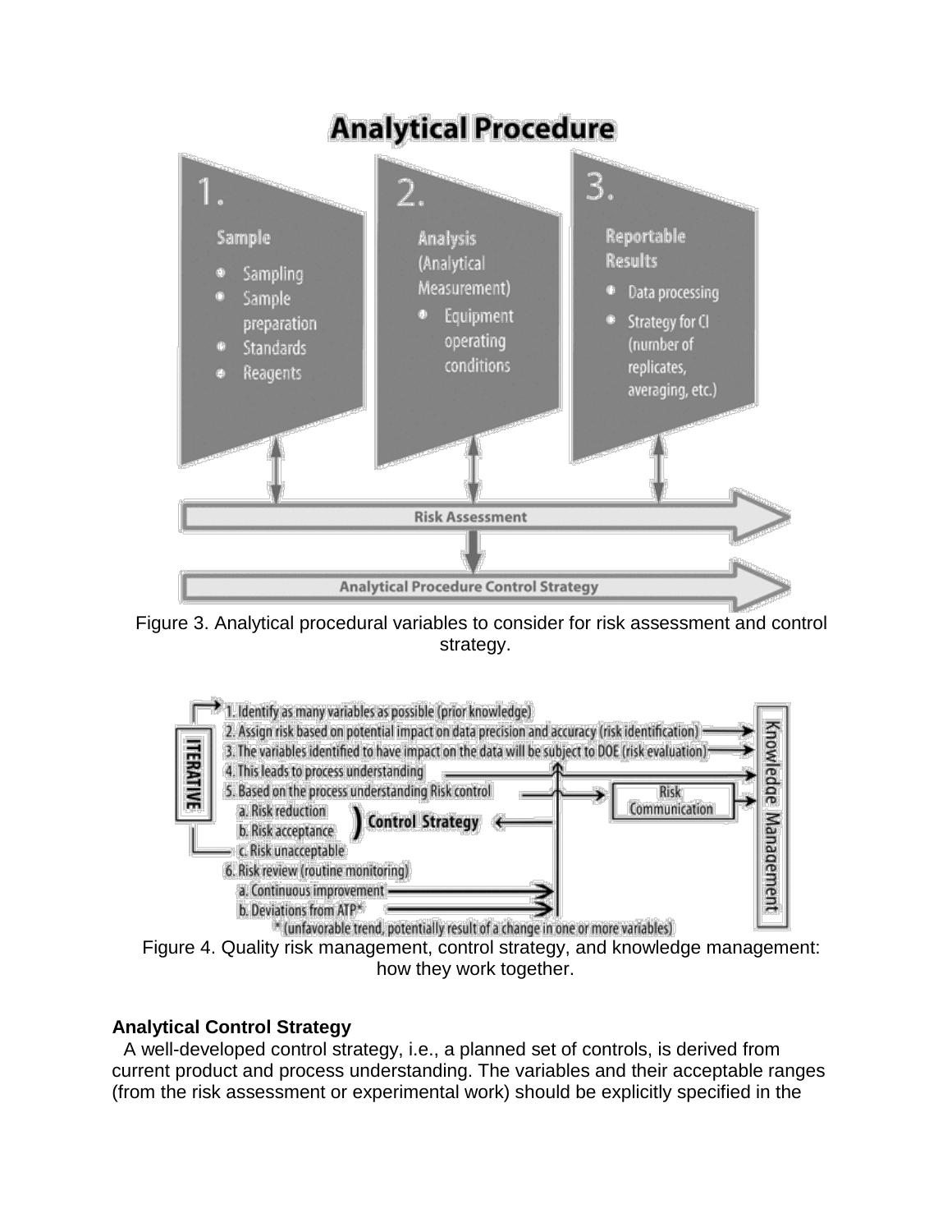Figure 3. Analytical procedural variables to consider for risk assessment and control strategy.

Figure 4. Quality risk management, control strategy, and knowledge management: how they work together.

**Analytical Control Strategy**

A well-developed control strategy, i.e., a planned set of controls, is derived from current product and process understanding. The variables and their acceptable ranges (from the risk assessment or experimental work) should be explicitly specified in the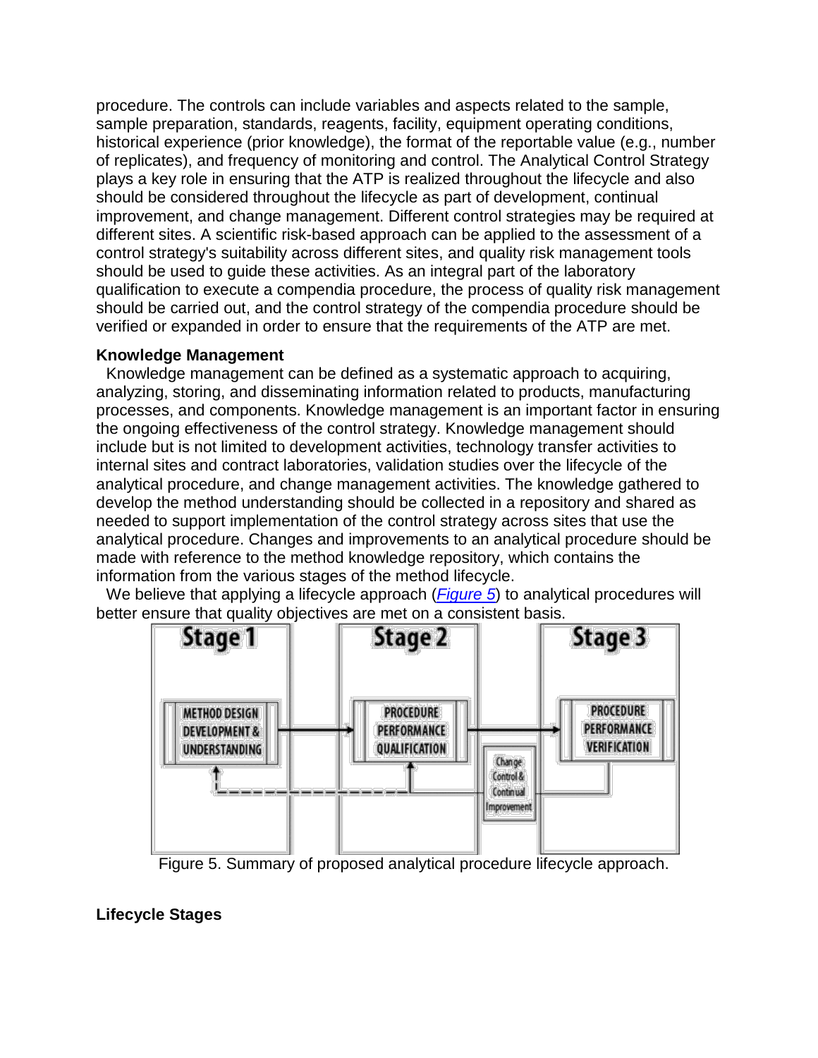procedure. The controls can include variables and aspects related to the sample, sample preparation, standards, reagents, facility, equipment operating conditions, historical experience (prior knowledge), the format of the reportable value (e.g., number of replicates), and frequency of monitoring and control. The Analytical Control Strategy plays a key role in ensuring that the ATP is realized throughout the lifecycle and also should be considered throughout the lifecycle as part of development, continual improvement, and change management. Different control strategies may be required at different sites. A scientific risk-based approach can be applied to the assessment of a control strategy's suitability across different sites, and quality risk management tools should be used to guide these activities. As an integral part of the laboratory qualification to execute a compendia procedure, the process of quality risk management should be carried out, and the control strategy of the compendia procedure should be verified or expanded in order to ensure that the requirements of the ATP are met.

**Knowledge Management**

Knowledge management can be defined as a systematic approach to acquiring, analyzing, storing, and disseminating information related to products, manufacturing processes, and components. Knowledge management is an important factor in ensuring the ongoing effectiveness of the control strategy. Knowledge management should include but is not limited to development activities, technology transfer activities to internal sites and contract laboratories, validation studies over the lifecycle of the analytical procedure, and change management activities. The knowledge gathered to develop the method understanding should be collected in a repository and shared as needed to support implementation of the control strategy across sites that use the analytical procedure. Changes and improvements to an analytical procedure should be made with reference to the method knowledge repository, which contains the information from the various stages of the method lifecycle.

We believe that applying a lifecycle approach (*Figure 5*) to analytical procedures will better ensure that quality objectives are met on a consistent basis.

Stage 1 — METHOD DESIGN DEVELOPMENT & UNDERSTANDING

Stage 2 — PROCEDURE PERFORMANCE QUALIFICATION

Stage 3 — PROCEDURE PERFORMANCE VERIFICATION

Change Control & Continual Improvement

Figure 5. Summary of proposed analytical procedure lifecycle approach.

**Lifecycle Stages**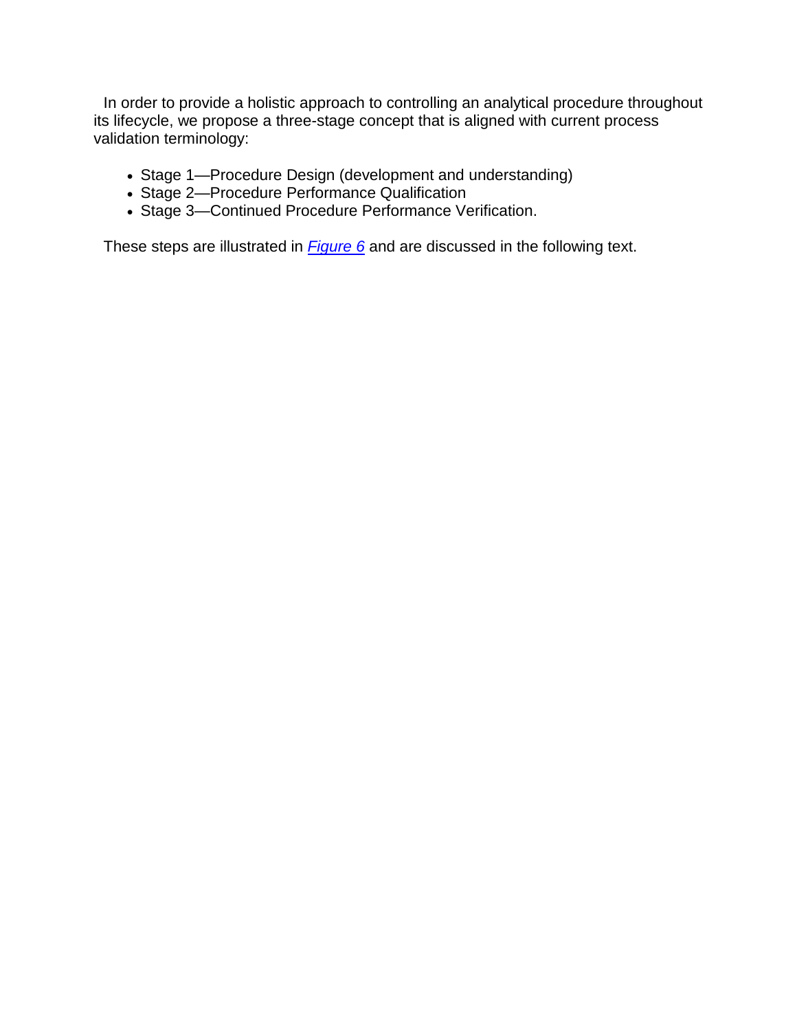In order to provide a holistic approach to controlling an analytical procedure throughout its lifecycle, we propose a three-stage concept that is aligned with current process validation terminology:

- Stage 1—Procedure Design (development and understanding)
- Stage 2—Procedure Performance Qualification
- Stage 3—Continued Procedure Performance Verification.

These steps are illustrated in *Figure 6* and are discussed in the following text.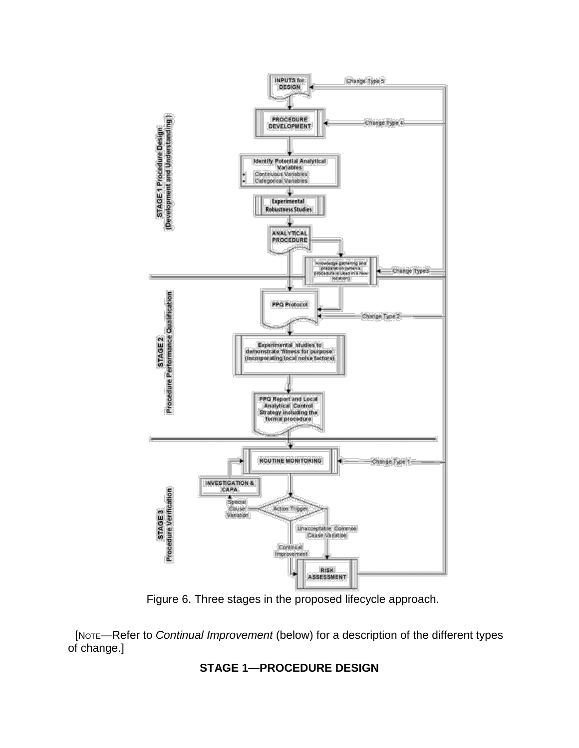Figure 6. Three stages in the proposed lifecycle approach.

[NOTE—Refer to *Continual Improvement* (below) for a description of the different types of change.]

## STAGE 1—PROCEDURE DESIGN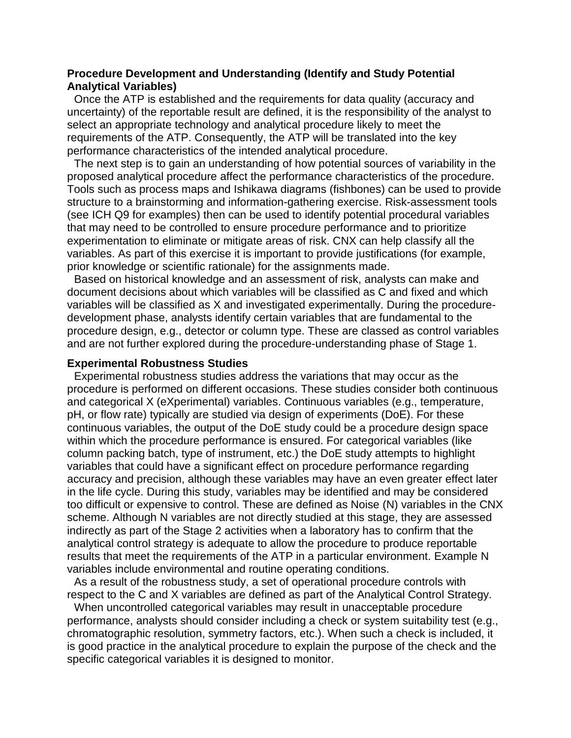**Procedure Development and Understanding (Identify and Study Potential Analytical Variables)**

Once the ATP is established and the requirements for data quality (accuracy and uncertainty) of the reportable result are defined, it is the responsibility of the analyst to select an appropriate technology and analytical procedure likely to meet the requirements of the ATP. Consequently, the ATP will be translated into the key performance characteristics of the intended analytical procedure.

The next step is to gain an understanding of how potential sources of variability in the proposed analytical procedure affect the performance characteristics of the procedure. Tools such as process maps and Ishikawa diagrams (fishbones) can be used to provide structure to a brainstorming and information-gathering exercise. Risk-assessment tools (see ICH Q9 for examples) then can be used to identify potential procedural variables that may need to be controlled to ensure procedure performance and to prioritize experimentation to eliminate or mitigate areas of risk. CNX can help classify all the variables. As part of this exercise it is important to provide justifications (for example, prior knowledge or scientific rationale) for the assignments made.

Based on historical knowledge and an assessment of risk, analysts can make and document decisions about which variables will be classified as C and fixed and which variables will be classified as X and investigated experimentally. During the procedure-development phase, analysts identify certain variables that are fundamental to the procedure design, e.g., detector or column type. These are classed as control variables and are not further explored during the procedure-understanding phase of Stage 1.

**Experimental Robustness Studies**

Experimental robustness studies address the variations that may occur as the procedure is performed on different occasions. These studies consider both continuous and categorical X (eXperimental) variables. Continuous variables (e.g., temperature, pH, or flow rate) typically are studied via design of experiments (DoE). For these continuous variables, the output of the DoE study could be a procedure design space within which the procedure performance is ensured. For categorical variables (like column packing batch, type of instrument, etc.) the DoE study attempts to highlight variables that could have a significant effect on procedure performance regarding accuracy and precision, although these variables may have an even greater effect later in the life cycle. During this study, variables may be identified and may be considered too difficult or expensive to control. These are defined as Noise (N) variables in the CNX scheme. Although N variables are not directly studied at this stage, they are assessed indirectly as part of the Stage 2 activities when a laboratory has to confirm that the analytical control strategy is adequate to allow the procedure to produce reportable results that meet the requirements of the ATP in a particular environment. Example N variables include environmental and routine operating conditions.

As a result of the robustness study, a set of operational procedure controls with respect to the C and X variables are defined as part of the Analytical Control Strategy.

When uncontrolled categorical variables may result in unacceptable procedure performance, analysts should consider including a check or system suitability test (e.g., chromatographic resolution, symmetry factors, etc.). When such a check is included, it is good practice in the analytical procedure to explain the purpose of the check and the specific categorical variables it is designed to monitor.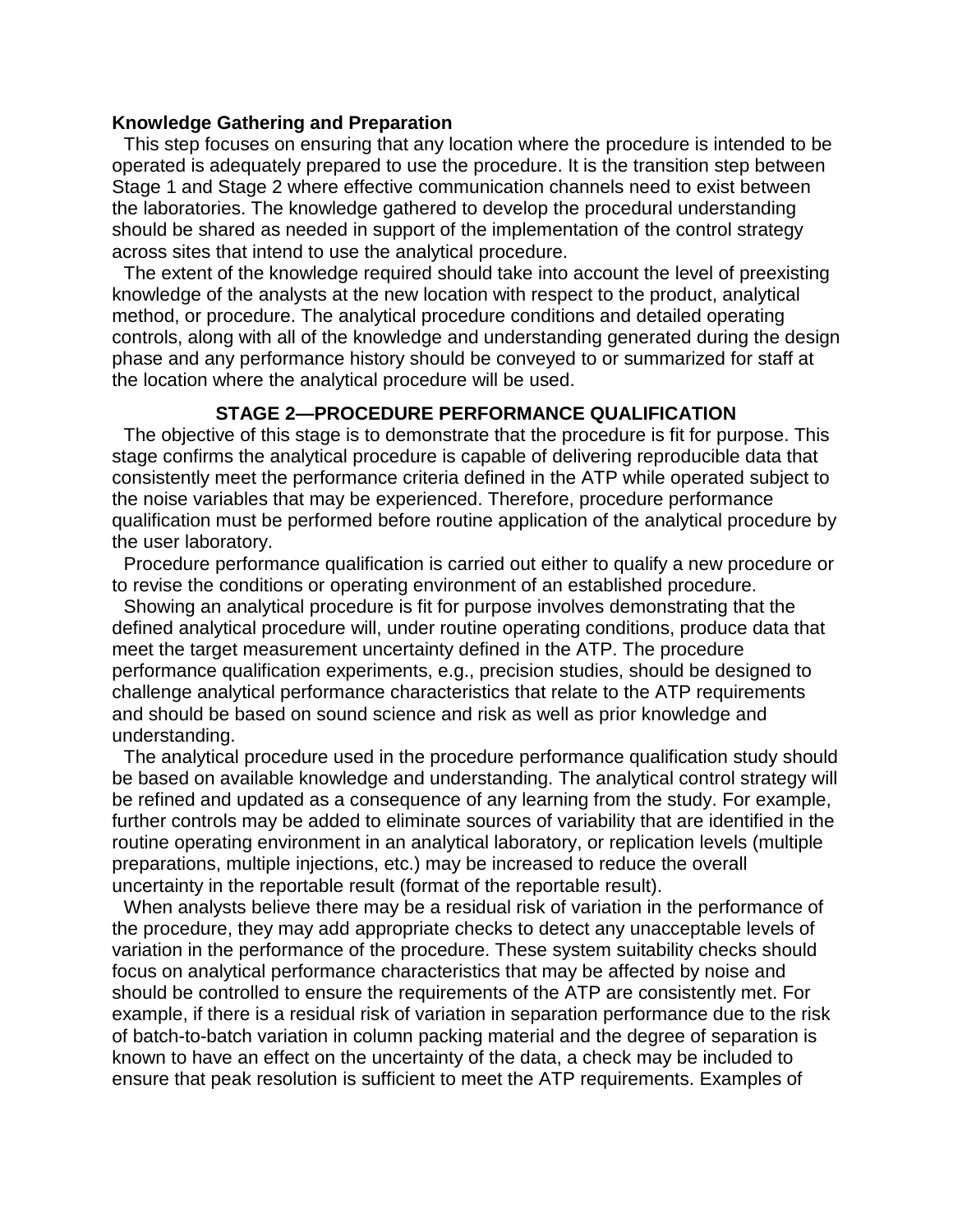**Knowledge Gathering and Preparation**

This step focuses on ensuring that any location where the procedure is intended to be operated is adequately prepared to use the procedure. It is the transition step between Stage 1 and Stage 2 where effective communication channels need to exist between the laboratories. The knowledge gathered to develop the procedural understanding should be shared as needed in support of the implementation of the control strategy across sites that intend to use the analytical procedure.

The extent of the knowledge required should take into account the level of preexisting knowledge of the analysts at the new location with respect to the product, analytical method, or procedure. The analytical procedure conditions and detailed operating controls, along with all of the knowledge and understanding generated during the design phase and any performance history should be conveyed to or summarized for staff at the location where the analytical procedure will be used.

## STAGE 2—PROCEDURE PERFORMANCE QUALIFICATION

The objective of this stage is to demonstrate that the procedure is fit for purpose. This stage confirms the analytical procedure is capable of delivering reproducible data that consistently meet the performance criteria defined in the ATP while operated subject to the noise variables that may be experienced. Therefore, procedure performance qualification must be performed before routine application of the analytical procedure by the user laboratory.

Procedure performance qualification is carried out either to qualify a new procedure or to revise the conditions or operating environment of an established procedure.

Showing an analytical procedure is fit for purpose involves demonstrating that the defined analytical procedure will, under routine operating conditions, produce data that meet the target measurement uncertainty defined in the ATP. The procedure performance qualification experiments, e.g., precision studies, should be designed to challenge analytical performance characteristics that relate to the ATP requirements and should be based on sound science and risk as well as prior knowledge and understanding.

The analytical procedure used in the procedure performance qualification study should be based on available knowledge and understanding. The analytical control strategy will be refined and updated as a consequence of any learning from the study. For example, further controls may be added to eliminate sources of variability that are identified in the routine operating environment in an analytical laboratory, or replication levels (multiple preparations, multiple injections, etc.) may be increased to reduce the overall uncertainty in the reportable result (format of the reportable result).

When analysts believe there may be a residual risk of variation in the performance of the procedure, they may add appropriate checks to detect any unacceptable levels of variation in the performance of the procedure. These system suitability checks should focus on analytical performance characteristics that may be affected by noise and should be controlled to ensure the requirements of the ATP are consistently met. For example, if there is a residual risk of variation in separation performance due to the risk of batch-to-batch variation in column packing material and the degree of separation is known to have an effect on the uncertainty of the data, a check may be included to ensure that peak resolution is sufficient to meet the ATP requirements. Examples of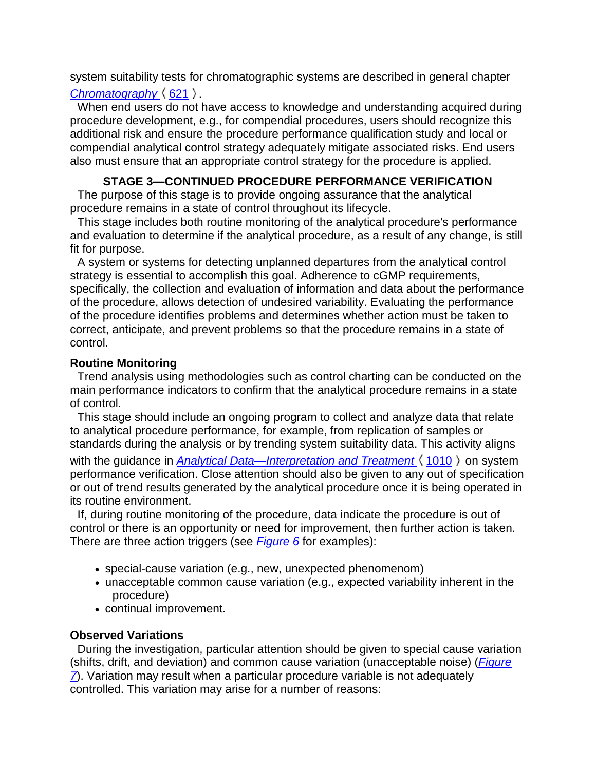system suitability tests for chromatographic systems are described in general chapter *Chromatography* 〈621〉.

When end users do not have access to knowledge and understanding acquired during procedure development, e.g., for compendial procedures, users should recognize this additional risk and ensure the procedure performance qualification study and local or compendial analytical control strategy adequately mitigate associated risks. End users also must ensure that an appropriate control strategy for the procedure is applied.

## STAGE 3—CONTINUED PROCEDURE PERFORMANCE VERIFICATION

The purpose of this stage is to provide ongoing assurance that the analytical procedure remains in a state of control throughout its lifecycle.

This stage includes both routine monitoring of the analytical procedure's performance and evaluation to determine if the analytical procedure, as a result of any change, is still fit for purpose.

A system or systems for detecting unplanned departures from the analytical control strategy is essential to accomplish this goal. Adherence to cGMP requirements, specifically, the collection and evaluation of information and data about the performance of the procedure, allows detection of undesired variability. Evaluating the performance of the procedure identifies problems and determines whether action must be taken to correct, anticipate, and prevent problems so that the procedure remains in a state of control.

### Routine Monitoring

Trend analysis using methodologies such as control charting can be conducted on the main performance indicators to confirm that the analytical procedure remains in a state of control.

This stage should include an ongoing program to collect and analyze data that relate to analytical procedure performance, for example, from replication of samples or standards during the analysis or by trending system suitability data. This activity aligns with the guidance in *Analytical Data—Interpretation and Treatment* 〈1010〉 on system performance verification. Close attention should also be given to any out of specification or out of trend results generated by the analytical procedure once it is being operated in its routine environment.

If, during routine monitoring of the procedure, data indicate the procedure is out of control or there is an opportunity or need for improvement, then further action is taken. There are three action triggers (see *Figure 6* for examples):

- special-cause variation (e.g., new, unexpected phenomenom)
- unacceptable common cause variation (e.g., expected variability inherent in the procedure)
- continual improvement.

### Observed Variations

During the investigation, particular attention should be given to special cause variation (shifts, drift, and deviation) and common cause variation (unacceptable noise) (*Figure 7*). Variation may result when a particular procedure variable is not adequately controlled. This variation may arise for a number of reasons: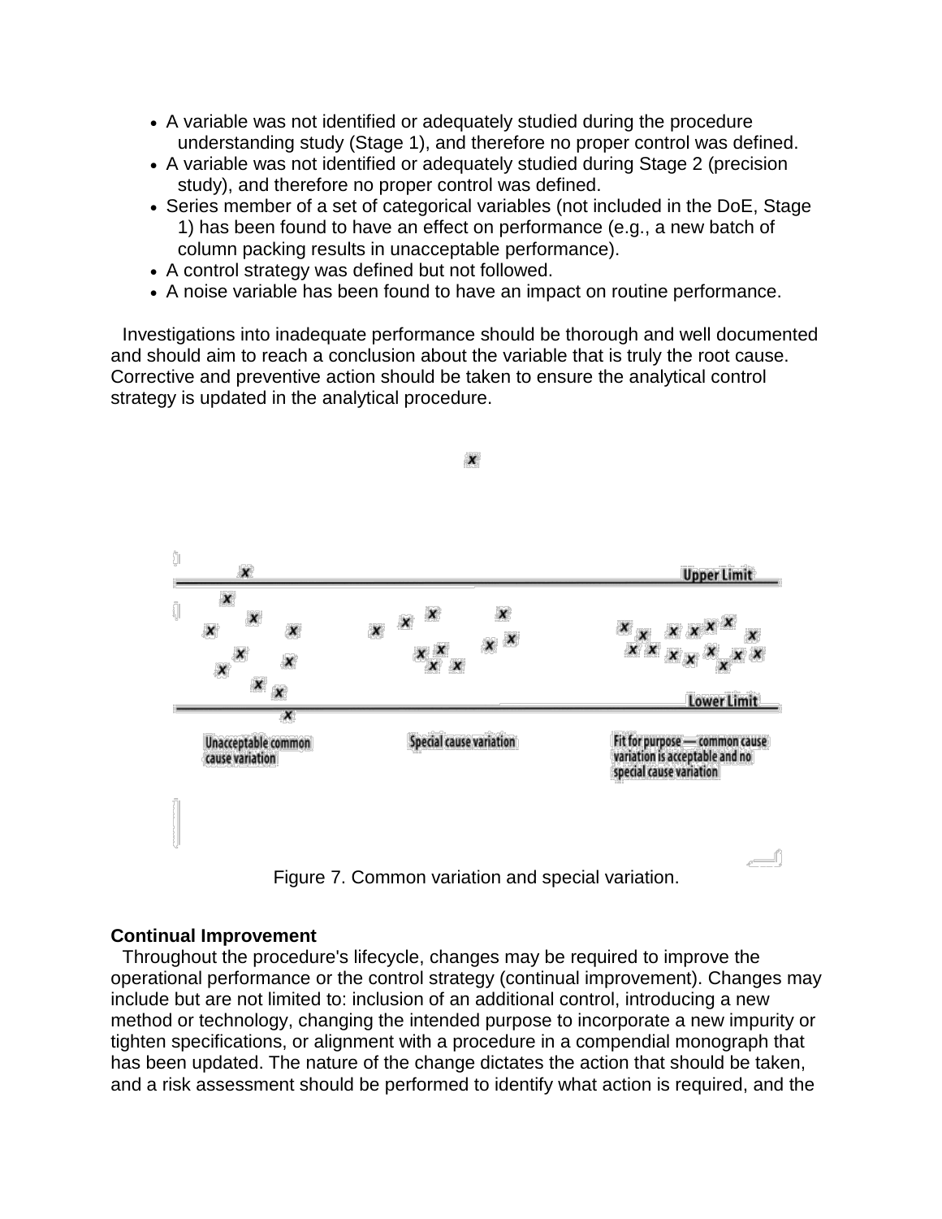- A variable was not identified or adequately studied during the procedure understanding study (Stage 1), and therefore no proper control was defined.
- A variable was not identified or adequately studied during Stage 2 (precision study), and therefore no proper control was defined.
- Series member of a set of categorical variables (not included in the DoE, Stage 1) has been found to have an effect on performance (e.g., a new batch of column packing results in unacceptable performance).
- A control strategy was defined but not followed.
- A noise variable has been found to have an impact on routine performance.

Investigations into inadequate performance should be thorough and well documented and should aim to reach a conclusion about the variable that is truly the root cause. Corrective and preventive action should be taken to ensure the analytical control strategy is updated in the analytical procedure.

Figure 7. Common variation and special variation.

**Continual Improvement**

Throughout the procedure's lifecycle, changes may be required to improve the operational performance or the control strategy (continual improvement). Changes may include but are not limited to: inclusion of an additional control, introducing a new method or technology, changing the intended purpose to incorporate a new impurity or tighten specifications, or alignment with a procedure in a compendial monograph that has been updated. The nature of the change dictates the action that should be taken, and a risk assessment should be performed to identify what action is required, and the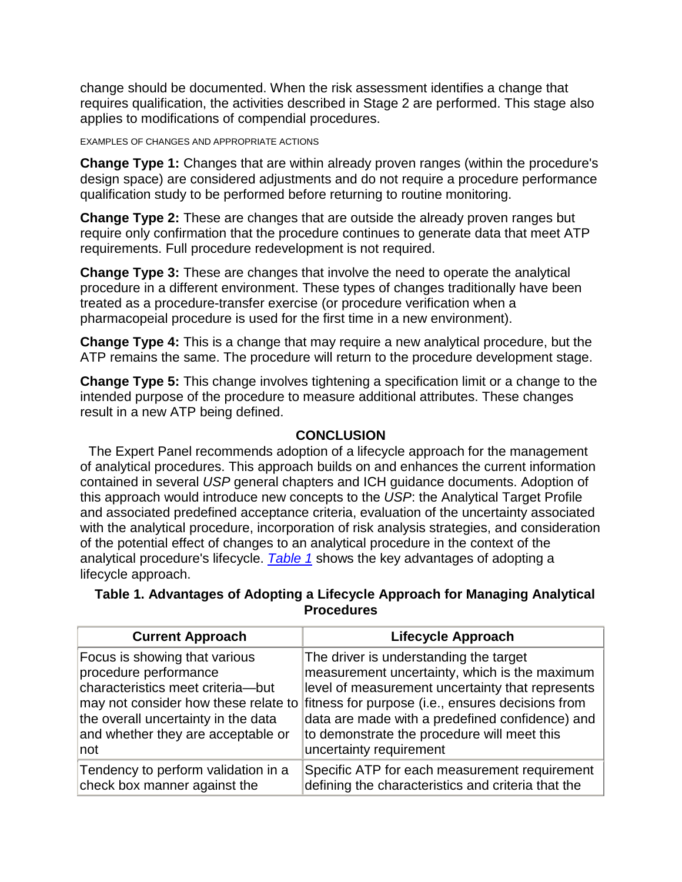change should be documented. When the risk assessment identifies a change that requires qualification, the activities described in Stage 2 are performed. This stage also applies to modifications of compendial procedures.

EXAMPLES OF CHANGES AND APPROPRIATE ACTIONS

**Change Type 1:** Changes that are within already proven ranges (within the procedure's design space) are considered adjustments and do not require a procedure performance qualification study to be performed before returning to routine monitoring.

**Change Type 2:** These are changes that are outside the already proven ranges but require only confirmation that the procedure continues to generate data that meet ATP requirements. Full procedure redevelopment is not required.

**Change Type 3:** These are changes that involve the need to operate the analytical procedure in a different environment. These types of changes traditionally have been treated as a procedure-transfer exercise (or procedure verification when a pharmacopeial procedure is used for the first time in a new environment).

**Change Type 4:** This is a change that may require a new analytical procedure, but the ATP remains the same. The procedure will return to the procedure development stage.

**Change Type 5:** This change involves tightening a specification limit or a change to the intended purpose of the procedure to measure additional attributes. These changes result in a new ATP being defined.

## CONCLUSION

The Expert Panel recommends adoption of a lifecycle approach for the management of analytical procedures. This approach builds on and enhances the current information contained in several *USP* general chapters and ICH guidance documents. Adoption of this approach would introduce new concepts to the *USP*: the Analytical Target Profile and associated predefined acceptance criteria, evaluation of the uncertainty associated with the analytical procedure, incorporation of risk analysis strategies, and consideration of the potential effect of changes to an analytical procedure in the context of the analytical procedure's lifecycle. *Table 1* shows the key advantages of adopting a lifecycle approach.

**Table 1. Advantages of Adopting a Lifecycle Approach for Managing Analytical Procedures**

| Current Approach | Lifecycle Approach |
|---|---|
| Focus is showing that various procedure performance characteristics meet criteria—but may not consider how these relate to the overall uncertainty in the data and whether they are acceptable or not | The driver is understanding the target measurement uncertainty, which is the maximum level of measurement uncertainty that represents fitness for purpose (i.e., ensures decisions from data are made with a predefined confidence) and to demonstrate the procedure will meet this uncertainty requirement |
| Tendency to perform validation in a check box manner against the | Specific ATP for each measurement requirement defining the characteristics and criteria that the |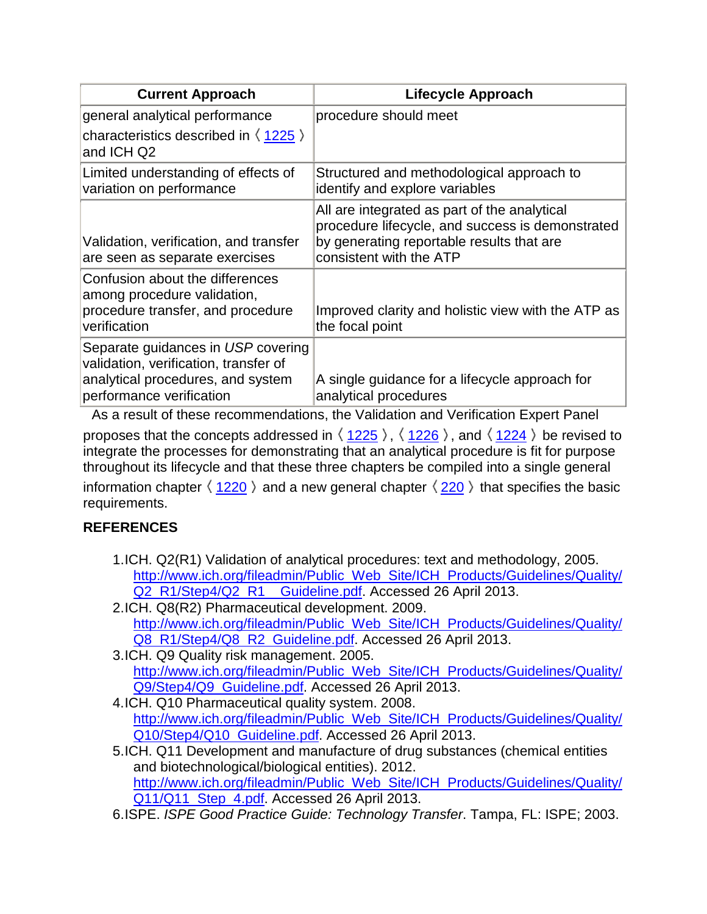| Current Approach | Lifecycle Approach |
|---|---|
| general analytical performance characteristics described in 〈1225〉 and ICH Q2 | procedure should meet |
| Limited understanding of effects of variation on performance | Structured and methodological approach to identify and explore variables |
| Validation, verification, and transfer are seen as separate exercises | All are integrated as part of the analytical procedure lifecycle, and success is demonstrated by generating reportable results that are consistent with the ATP |
| Confusion about the differences among procedure validation, procedure transfer, and procedure verification | Improved clarity and holistic view with the ATP as the focal point |
| Separate guidances in *USP* covering validation, verification, transfer of analytical procedures, and system performance verification | A single guidance for a lifecycle approach for analytical procedures |

As a result of these recommendations, the Validation and Verification Expert Panel proposes that the concepts addressed in 〈1225〉, 〈1226〉, and 〈1224〉 be revised to integrate the processes for demonstrating that an analytical procedure is fit for purpose throughout its lifecycle and that these three chapters be compiled into a single general information chapter 〈1220〉 and a new general chapter 〈220〉 that specifies the basic requirements.

## REFERENCES

1. ICH. Q2(R1) Validation of analytical procedures: text and methodology, 2005. http://www.ich.org/fileadmin/Public_Web_Site/ICH_Products/Guidelines/Quality/Q2_R1/Step4/Q2_R1__Guideline.pdf. Accessed 26 April 2013.
2. ICH. Q8(R2) Pharmaceutical development. 2009. http://www.ich.org/fileadmin/Public_Web_Site/ICH_Products/Guidelines/Quality/Q8_R1/Step4/Q8_R2_Guideline.pdf. Accessed 26 April 2013.
3. ICH. Q9 Quality risk management. 2005. http://www.ich.org/fileadmin/Public_Web_Site/ICH_Products/Guidelines/Quality/Q9/Step4/Q9_Guideline.pdf. Accessed 26 April 2013.
4. ICH. Q10 Pharmaceutical quality system. 2008. http://www.ich.org/fileadmin/Public_Web_Site/ICH_Products/Guidelines/Quality/Q10/Step4/Q10_Guideline.pdf. Accessed 26 April 2013.
5. ICH. Q11 Development and manufacture of drug substances (chemical entities and biotechnological/biological entities). 2012. http://www.ich.org/fileadmin/Public_Web_Site/ICH_Products/Guidelines/Quality/Q11/Q11_Step_4.pdf. Accessed 26 April 2013.
6. ISPE. *ISPE Good Practice Guide: Technology Transfer*. Tampa, FL: ISPE; 2003.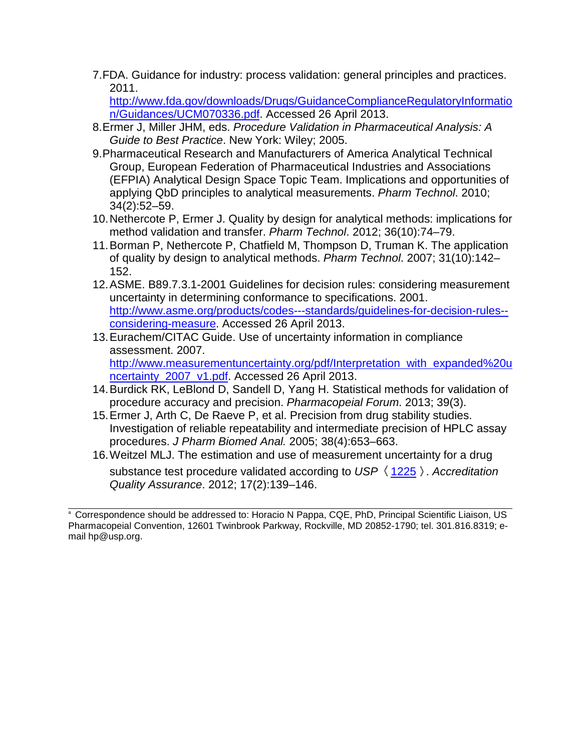7. FDA. Guidance for industry: process validation: general principles and practices. 2011. http://www.fda.gov/downloads/Drugs/GuidanceComplianceRegulatoryInformation/Guidances/UCM070336.pdf. Accessed 26 April 2013.
8. Ermer J, Miller JHM, eds. *Procedure Validation in Pharmaceutical Analysis: A Guide to Best Practice*. New York: Wiley; 2005.
9. Pharmaceutical Research and Manufacturers of America Analytical Technical Group, European Federation of Pharmaceutical Industries and Associations (EFPIA) Analytical Design Space Topic Team. Implications and opportunities of applying QbD principles to analytical measurements. *Pharm Technol*. 2010; 34(2):52–59.
10. Nethercote P, Ermer J. Quality by design for analytical methods: implications for method validation and transfer. *Pharm Technol*. 2012; 36(10):74–79.
11. Borman P, Nethercote P, Chatfield M, Thompson D, Truman K. The application of quality by design to analytical methods. *Pharm Technol*. 2007; 31(10):142–152.
12. ASME. B89.7.3.1-2001 Guidelines for decision rules: considering measurement uncertainty in determining conformance to specifications. 2001. http://www.asme.org/products/codes---standards/guidelines-for-decision-rules--considering-measure. Accessed 26 April 2013.
13. Eurachem/CITAC Guide. Use of uncertainty information in compliance assessment. 2007. http://www.measurementuncertainty.org/pdf/Interpretation_with_expanded%20uncertainty_2007_v1.pdf. Accessed 26 April 2013.
14. Burdick RK, LeBlond D, Sandell D, Yang H. Statistical methods for validation of procedure accuracy and precision. *Pharmacopeial Forum*. 2013; 39(3).
15. Ermer J, Arth C, De Raeve P, et al. Precision from drug stability studies. Investigation of reliable repeatability and intermediate precision of HPLC assay procedures. *J Pharm Biomed Anal.* 2005; 38(4):653–663.
16. Weitzel MLJ. The estimation and use of measurement uncertainty for a drug substance test procedure validated according to *USP* 〈1225〉. *Accreditation Quality Assurance*. 2012; 17(2):139–146.

---

[a] Correspondence should be addressed to: Horacio N Pappa, CQE, PhD, Principal Scientific Liaison, US Pharmacopeial Convention, 12601 Twinbrook Parkway, Rockville, MD 20852-1790; tel. 301.816.8319; e-mail hp@usp.org.